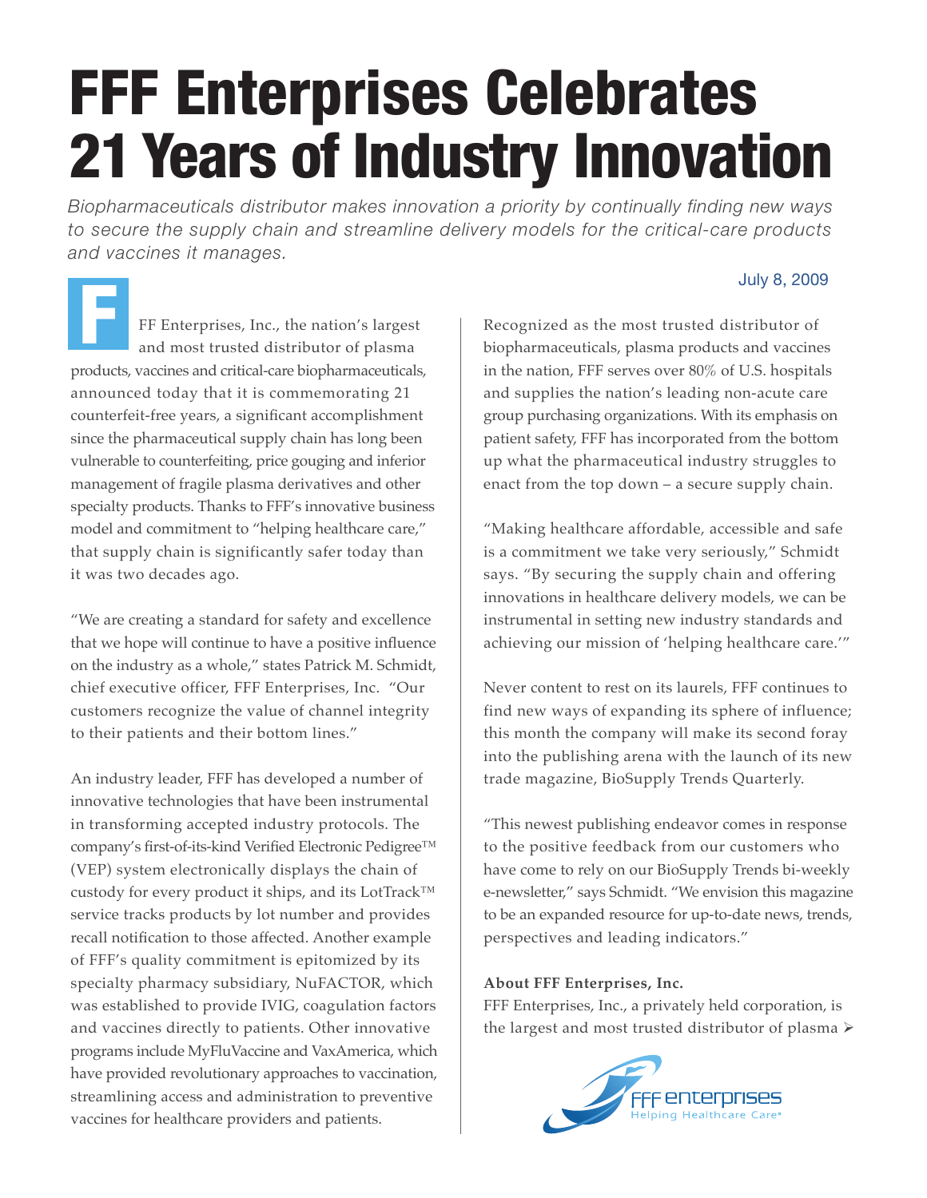# FFF Enterprises Celebrates 21 Years of Industry Innovation

*Biopharmaceuticals distributor makes innovation a priority by continually finding new ways to secure the supply chain and streamline delivery models for the critical-care products and vaccines it manages.*

July 8, 2009

FFF Enterprises, Inc., the nation's largest and most trusted distributor of plasma products, vaccines and critical-care biopharmaceuticals, announced today that it is commemorating 21 counterfeit-free years, a significant accomplishment since the pharmaceutical supply chain has long been vulnerable to counterfeiting, price gouging and inferior management of fragile plasma derivatives and other specialty products. Thanks to FFF's innovative business model and commitment to "helping healthcare care," that supply chain is significantly safer today than it was two decades ago.

"We are creating a standard for safety and excellence that we hope will continue to have a positive influence on the industry as a whole," states Patrick M. Schmidt, chief executive officer, FFF Enterprises, Inc. "Our customers recognize the value of channel integrity to their patients and their bottom lines."

An industry leader, FFF has developed a number of innovative technologies that have been instrumental in transforming accepted industry protocols. The company's first-of-its-kind Verified Electronic Pedigree™ (VEP) system electronically displays the chain of custody for every product it ships, and its LotTrack™ service tracks products by lot number and provides recall notification to those affected. Another example of FFF's quality commitment is epitomized by its specialty pharmacy subsidiary, NuFACTOR, which was established to provide IVIG, coagulation factors and vaccines directly to patients. Other innovative programs include MyFluVaccine and VaxAmerica, which have provided revolutionary approaches to vaccination, streamlining access and administration to preventive vaccines for healthcare providers and patients.

Recognized as the most trusted distributor of biopharmaceuticals, plasma products and vaccines in the nation, FFF serves over 80% of U.S. hospitals and supplies the nation's leading non-acute care group purchasing organizations. With its emphasis on patient safety, FFF has incorporated from the bottom up what the pharmaceutical industry struggles to enact from the top down – a secure supply chain.

"Making healthcare affordable, accessible and safe is a commitment we take very seriously," Schmidt says. "By securing the supply chain and offering innovations in healthcare delivery models, we can be instrumental in setting new industry standards and achieving our mission of 'helping healthcare care.'"

Never content to rest on its laurels, FFF continues to find new ways of expanding its sphere of influence; this month the company will make its second foray into the publishing arena with the launch of its new trade magazine, BioSupply Trends Quarterly.

"This newest publishing endeavor comes in response to the positive feedback from our customers who have come to rely on our BioSupply Trends bi-weekly e-newsletter," says Schmidt. "We envision this magazine to be an expanded resource for up-to-date news, trends, perspectives and leading indicators."

**About FFF Enterprises, Inc.**

FFF Enterprises, Inc., a privately held corporation, is the largest and most trusted distributor of plasma ➢

FFF enterprises
Helping Healthcare Care®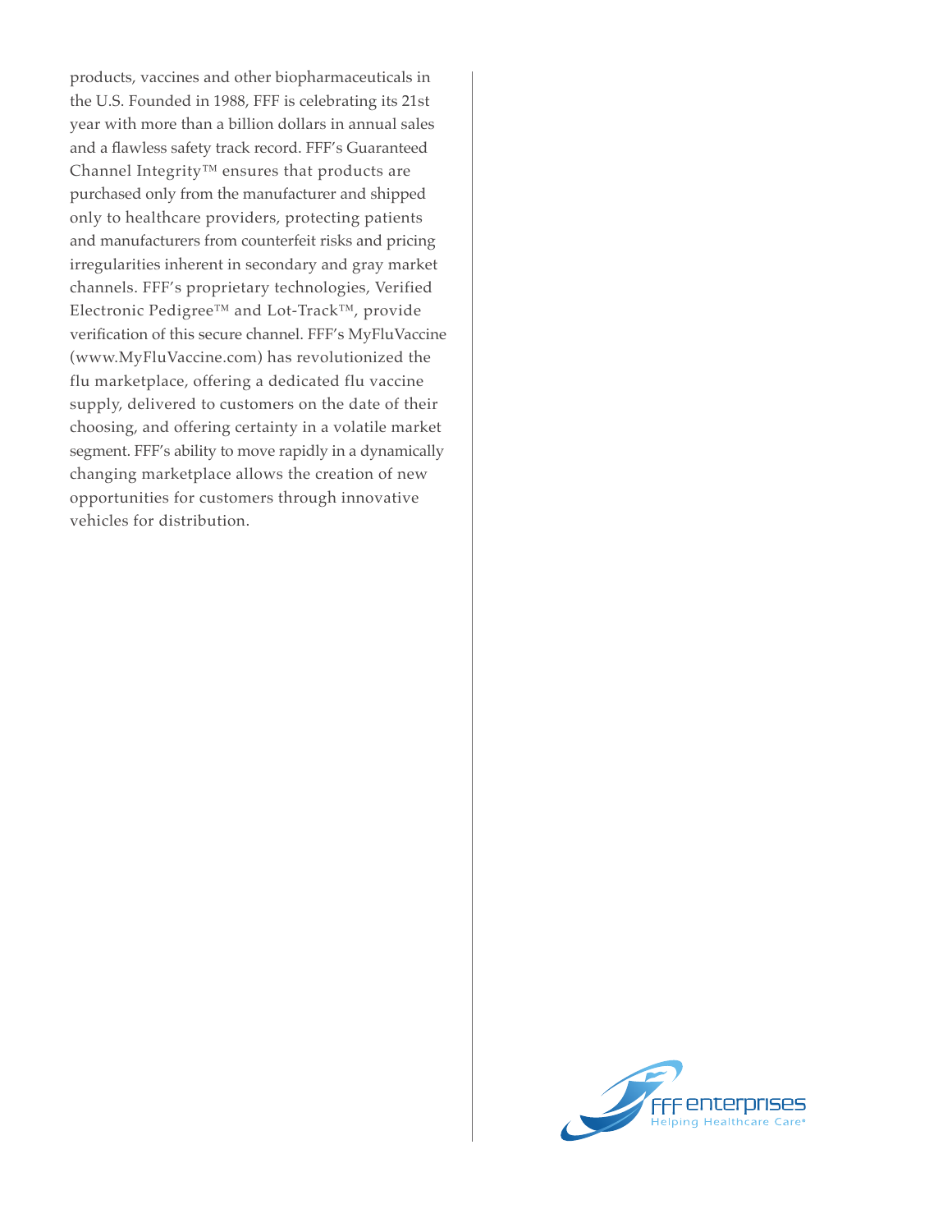products, vaccines and other biopharmaceuticals in the U.S. Founded in 1988, FFF is celebrating its 21st year with more than a billion dollars in annual sales and a flawless safety track record. FFF's Guaranteed Channel Integrity™ ensures that products are purchased only from the manufacturer and shipped only to healthcare providers, protecting patients and manufacturers from counterfeit risks and pricing irregularities inherent in secondary and gray market channels. FFF's proprietary technologies, Verified Electronic Pedigree™ and Lot-Track™, provide verification of this secure channel. FFF's MyFluVaccine (www.MyFluVaccine.com) has revolutionized the flu marketplace, offering a dedicated flu vaccine supply, delivered to customers on the date of their choosing, and offering certainty in a volatile market segment. FFF's ability to move rapidly in a dynamically changing marketplace allows the creation of new opportunities for customers through innovative vehicles for distribution.

FFF enterprises
Helping Healthcare Care®